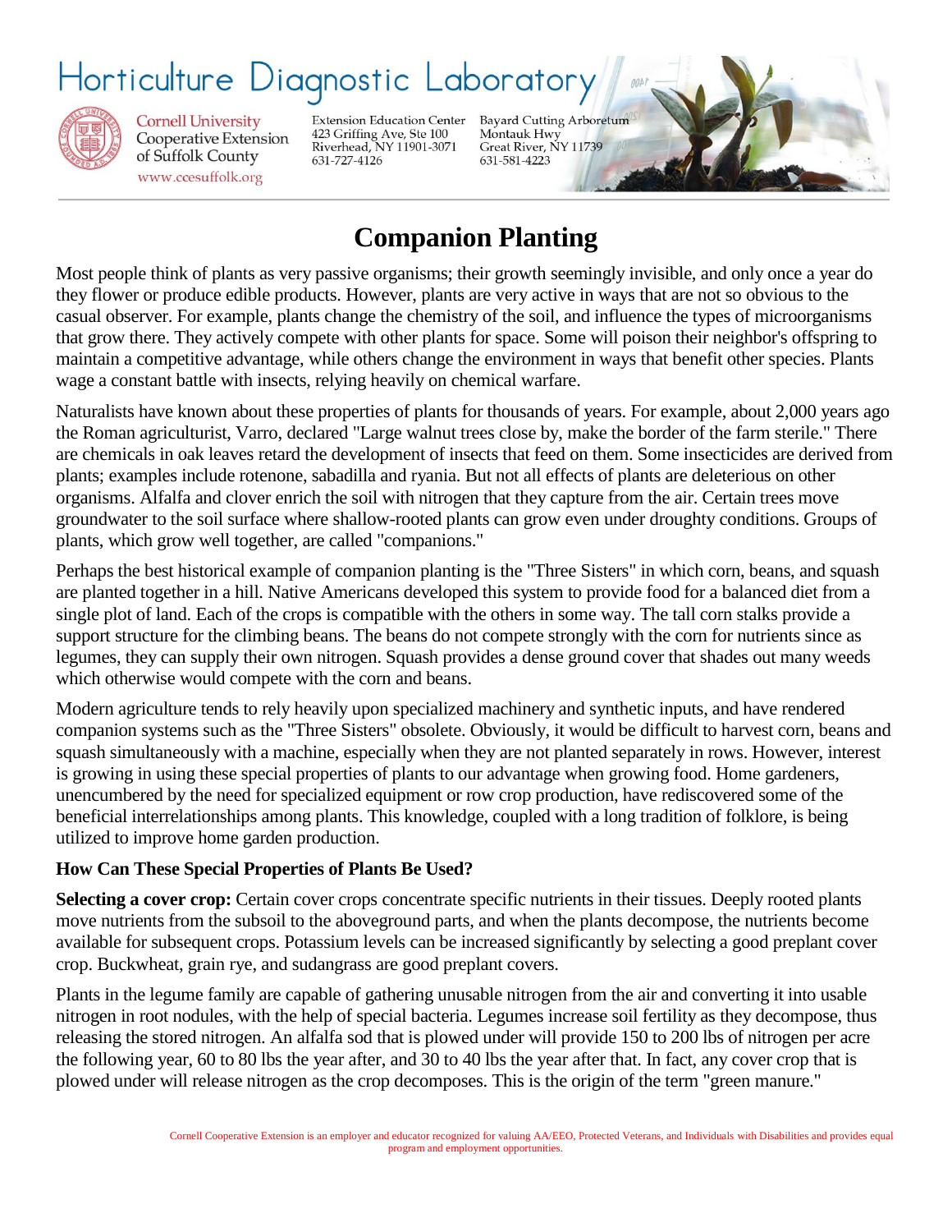# Horticulture Diagnostic Laboratory

Cornell University Cooperative Extension of Suffolk County
www.ccesuffolk.org

Extension Education Center
423 Griffing Ave, Ste 100
Riverhead, NY 11901-3071
631-727-4126

Bayard Cutting Arboretum
Montauk Hwy
Great River, NY 11739
631-581-4223

## Companion Planting

Most people think of plants as very passive organisms; their growth seemingly invisible, and only once a year do they flower or produce edible products. However, plants are very active in ways that are not so obvious to the casual observer. For example, plants change the chemistry of the soil, and influence the types of microorganisms that grow there. They actively compete with other plants for space. Some will poison their neighbor's offspring to maintain a competitive advantage, while others change the environment in ways that benefit other species. Plants wage a constant battle with insects, relying heavily on chemical warfare.

Naturalists have known about these properties of plants for thousands of years. For example, about 2,000 years ago the Roman agriculturist, Varro, declared "Large walnut trees close by, make the border of the farm sterile." There are chemicals in oak leaves retard the development of insects that feed on them. Some insecticides are derived from plants; examples include rotenone, sabadilla and ryania. But not all effects of plants are deleterious on other organisms. Alfalfa and clover enrich the soil with nitrogen that they capture from the air. Certain trees move groundwater to the soil surface where shallow-rooted plants can grow even under droughty conditions. Groups of plants, which grow well together, are called "companions."

Perhaps the best historical example of companion planting is the "Three Sisters" in which corn, beans, and squash are planted together in a hill. Native Americans developed this system to provide food for a balanced diet from a single plot of land. Each of the crops is compatible with the others in some way. The tall corn stalks provide a support structure for the climbing beans. The beans do not compete strongly with the corn for nutrients since as legumes, they can supply their own nitrogen. Squash provides a dense ground cover that shades out many weeds which otherwise would compete with the corn and beans.

Modern agriculture tends to rely heavily upon specialized machinery and synthetic inputs, and have rendered companion systems such as the "Three Sisters" obsolete. Obviously, it would be difficult to harvest corn, beans and squash simultaneously with a machine, especially when they are not planted separately in rows. However, interest is growing in using these special properties of plants to our advantage when growing food. Home gardeners, unencumbered by the need for specialized equipment or row crop production, have rediscovered some of the beneficial interrelationships among plants. This knowledge, coupled with a long tradition of folklore, is being utilized to improve home garden production.

### How Can These Special Properties of Plants Be Used?

**Selecting a cover crop:** Certain cover crops concentrate specific nutrients in their tissues. Deeply rooted plants move nutrients from the subsoil to the aboveground parts, and when the plants decompose, the nutrients become available for subsequent crops. Potassium levels can be increased significantly by selecting a good preplant cover crop. Buckwheat, grain rye, and sudangrass are good preplant covers.

Plants in the legume family are capable of gathering unusable nitrogen from the air and converting it into usable nitrogen in root nodules, with the help of special bacteria. Legumes increase soil fertility as they decompose, thus releasing the stored nitrogen. An alfalfa sod that is plowed under will provide 150 to 200 lbs of nitrogen per acre the following year, 60 to 80 lbs the year after, and 30 to 40 lbs the year after that. In fact, any cover crop that is plowed under will release nitrogen as the crop decomposes. This is the origin of the term "green manure."

Cornell Cooperative Extension is an employer and educator recognized for valuing AA/EEO, Protected Veterans, and Individuals with Disabilities and provides equal program and employment opportunities.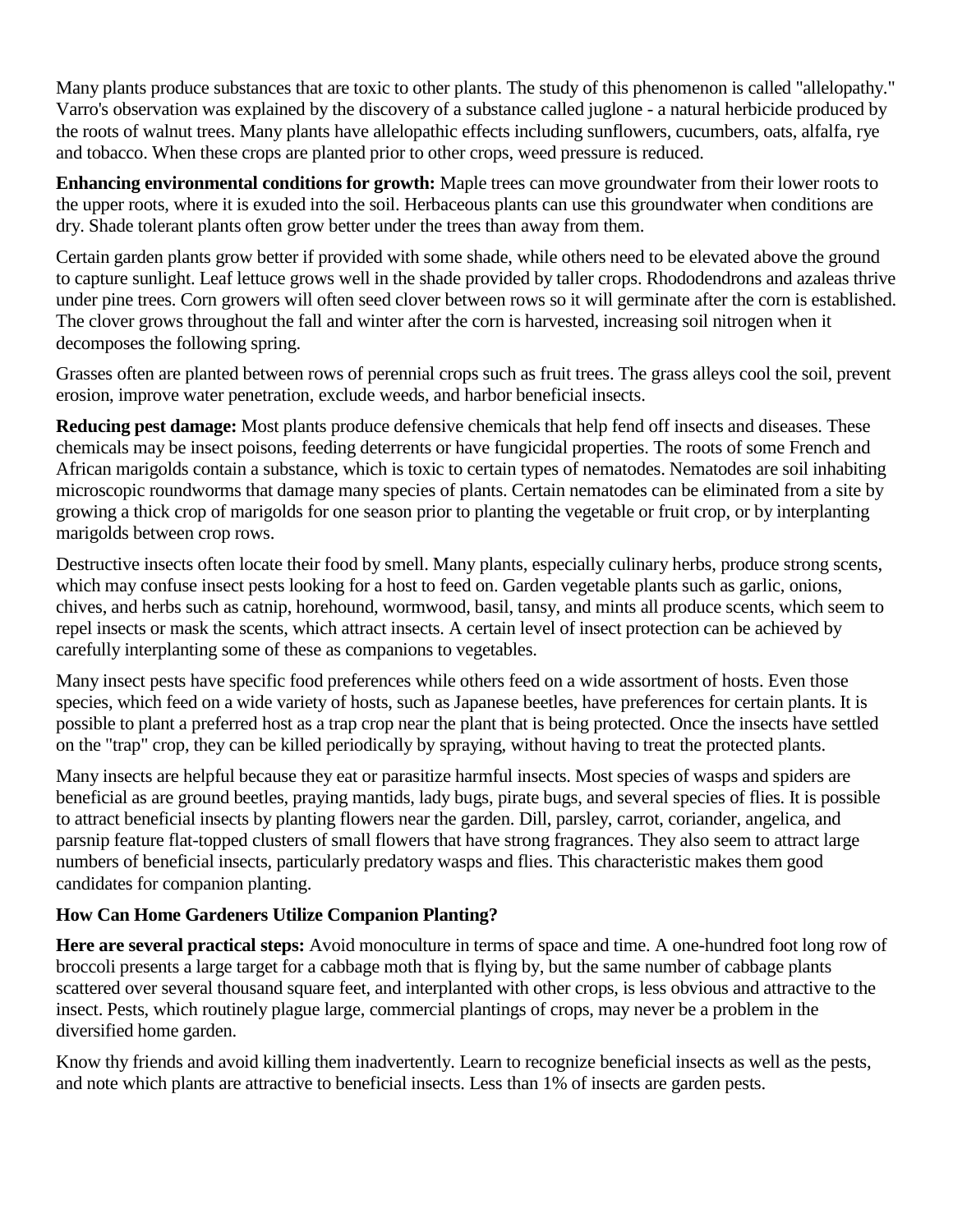Many plants produce substances that are toxic to other plants. The study of this phenomenon is called "allelopathy." Varro's observation was explained by the discovery of a substance called juglone - a natural herbicide produced by the roots of walnut trees. Many plants have allelopathic effects including sunflowers, cucumbers, oats, alfalfa, rye and tobacco. When these crops are planted prior to other crops, weed pressure is reduced.

**Enhancing environmental conditions for growth:** Maple trees can move groundwater from their lower roots to the upper roots, where it is exuded into the soil. Herbaceous plants can use this groundwater when conditions are dry. Shade tolerant plants often grow better under the trees than away from them.

Certain garden plants grow better if provided with some shade, while others need to be elevated above the ground to capture sunlight. Leaf lettuce grows well in the shade provided by taller crops. Rhododendrons and azaleas thrive under pine trees. Corn growers will often seed clover between rows so it will germinate after the corn is established. The clover grows throughout the fall and winter after the corn is harvested, increasing soil nitrogen when it decomposes the following spring.

Grasses often are planted between rows of perennial crops such as fruit trees. The grass alleys cool the soil, prevent erosion, improve water penetration, exclude weeds, and harbor beneficial insects.

**Reducing pest damage:** Most plants produce defensive chemicals that help fend off insects and diseases. These chemicals may be insect poisons, feeding deterrents or have fungicidal properties. The roots of some French and African marigolds contain a substance, which is toxic to certain types of nematodes. Nematodes are soil inhabiting microscopic roundworms that damage many species of plants. Certain nematodes can be eliminated from a site by growing a thick crop of marigolds for one season prior to planting the vegetable or fruit crop, or by interplanting marigolds between crop rows.

Destructive insects often locate their food by smell. Many plants, especially culinary herbs, produce strong scents, which may confuse insect pests looking for a host to feed on. Garden vegetable plants such as garlic, onions, chives, and herbs such as catnip, horehound, wormwood, basil, tansy, and mints all produce scents, which seem to repel insects or mask the scents, which attract insects. A certain level of insect protection can be achieved by carefully interplanting some of these as companions to vegetables.

Many insect pests have specific food preferences while others feed on a wide assortment of hosts. Even those species, which feed on a wide variety of hosts, such as Japanese beetles, have preferences for certain plants. It is possible to plant a preferred host as a trap crop near the plant that is being protected. Once the insects have settled on the "trap" crop, they can be killed periodically by spraying, without having to treat the protected plants.

Many insects are helpful because they eat or parasitize harmful insects. Most species of wasps and spiders are beneficial as are ground beetles, praying mantids, lady bugs, pirate bugs, and several species of flies. It is possible to attract beneficial insects by planting flowers near the garden. Dill, parsley, carrot, coriander, angelica, and parsnip feature flat-topped clusters of small flowers that have strong fragrances. They also seem to attract large numbers of beneficial insects, particularly predatory wasps and flies. This characteristic makes them good candidates for companion planting.

**How Can Home Gardeners Utilize Companion Planting?**

**Here are several practical steps:** Avoid monoculture in terms of space and time. A one-hundred foot long row of broccoli presents a large target for a cabbage moth that is flying by, but the same number of cabbage plants scattered over several thousand square feet, and interplanted with other crops, is less obvious and attractive to the insect. Pests, which routinely plague large, commercial plantings of crops, may never be a problem in the diversified home garden.

Know thy friends and avoid killing them inadvertently. Learn to recognize beneficial insects as well as the pests, and note which plants are attractive to beneficial insects. Less than 1% of insects are garden pests.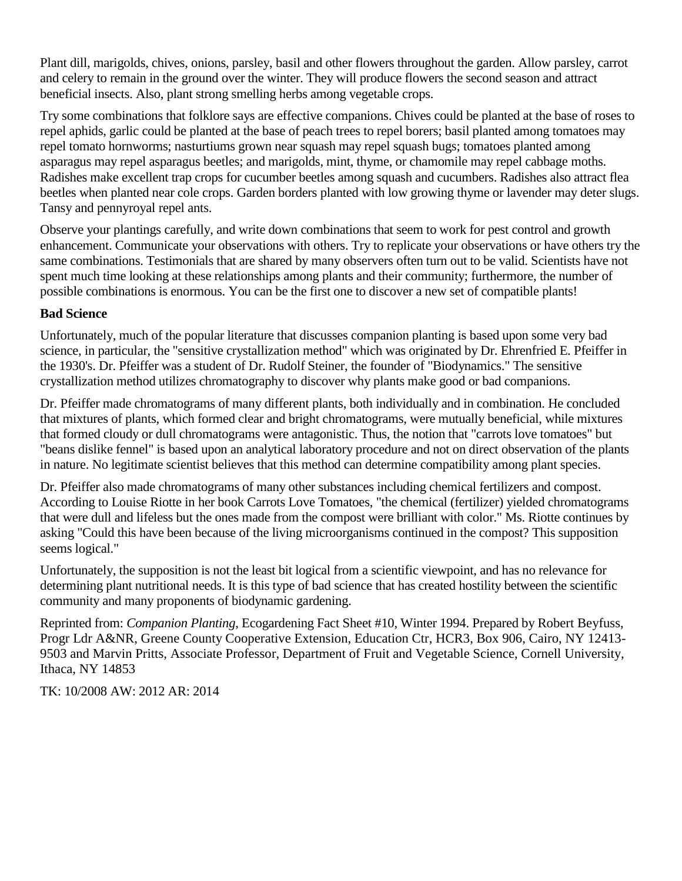Plant dill, marigolds, chives, onions, parsley, basil and other flowers throughout the garden. Allow parsley, carrot and celery to remain in the ground over the winter. They will produce flowers the second season and attract beneficial insects. Also, plant strong smelling herbs among vegetable crops.

Try some combinations that folklore says are effective companions. Chives could be planted at the base of roses to repel aphids, garlic could be planted at the base of peach trees to repel borers; basil planted among tomatoes may repel tomato hornworms; nasturtiums grown near squash may repel squash bugs; tomatoes planted among asparagus may repel asparagus beetles; and marigolds, mint, thyme, or chamomile may repel cabbage moths. Radishes make excellent trap crops for cucumber beetles among squash and cucumbers. Radishes also attract flea beetles when planted near cole crops. Garden borders planted with low growing thyme or lavender may deter slugs. Tansy and pennyroyal repel ants.

Observe your plantings carefully, and write down combinations that seem to work for pest control and growth enhancement. Communicate your observations with others. Try to replicate your observations or have others try the same combinations. Testimonials that are shared by many observers often turn out to be valid. Scientists have not spent much time looking at these relationships among plants and their community; furthermore, the number of possible combinations is enormous. You can be the first one to discover a new set of compatible plants!

**Bad Science**

Unfortunately, much of the popular literature that discusses companion planting is based upon some very bad science, in particular, the "sensitive crystallization method" which was originated by Dr. Ehrenfried E. Pfeiffer in the 1930's. Dr. Pfeiffer was a student of Dr. Rudolf Steiner, the founder of "Biodynamics." The sensitive crystallization method utilizes chromatography to discover why plants make good or bad companions.

Dr. Pfeiffer made chromatograms of many different plants, both individually and in combination. He concluded that mixtures of plants, which formed clear and bright chromatograms, were mutually beneficial, while mixtures that formed cloudy or dull chromatograms were antagonistic. Thus, the notion that "carrots love tomatoes" but "beans dislike fennel" is based upon an analytical laboratory procedure and not on direct observation of the plants in nature. No legitimate scientist believes that this method can determine compatibility among plant species.

Dr. Pfeiffer also made chromatograms of many other substances including chemical fertilizers and compost. According to Louise Riotte in her book Carrots Love Tomatoes, "the chemical (fertilizer) yielded chromatograms that were dull and lifeless but the ones made from the compost were brilliant with color." Ms. Riotte continues by asking "Could this have been because of the living microorganisms continued in the compost? This supposition seems logical."

Unfortunately, the supposition is not the least bit logical from a scientific viewpoint, and has no relevance for determining plant nutritional needs. It is this type of bad science that has created hostility between the scientific community and many proponents of biodynamic gardening.

Reprinted from: *Companion Planting*, Ecogardening Fact Sheet #10, Winter 1994. Prepared by Robert Beyfuss, Progr Ldr A&NR, Greene County Cooperative Extension, Education Ctr, HCR3, Box 906, Cairo, NY 12413-9503 and Marvin Pritts, Associate Professor, Department of Fruit and Vegetable Science, Cornell University, Ithaca, NY 14853

TK: 10/2008 AW: 2012 AR: 2014